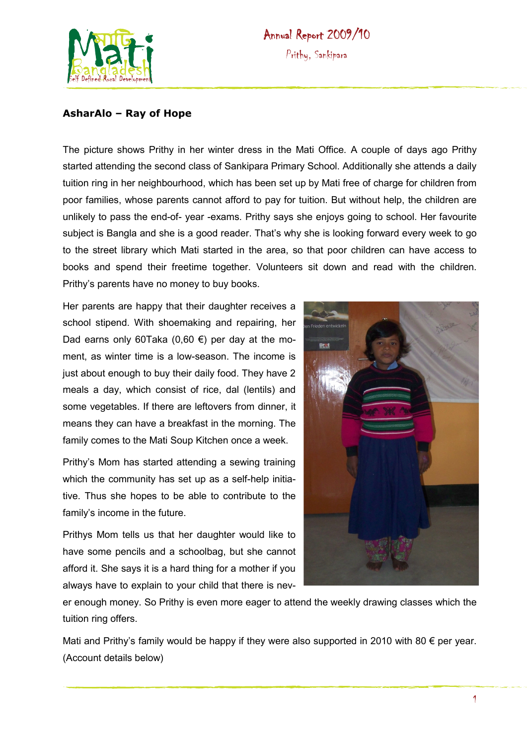**AsharAlo – Ray of Hope**

The picture shows Prithy in her winter dress in the Mati Office. A couple of days ago Prithy started attending the second class of Sankipara Primary School. Additionally she attends a daily tuition ring in her neighbourhood, which has been set up by Mati free of charge for children from poor families, whose parents cannot afford to pay for tuition. But without help, the children are unlikely to pass the end-of- year -exams. Prithy says she enjoys going to school. Her favourite subject is Bangla and she is a good reader. That's why she is looking forward every week to go to the street library which Mati started in the area, so that poor children can have access to books and spend their freetime together. Volunteers sit down and read with the children. Prithy's parents have no money to buy books.

Her parents are happy that their daughter receives a school stipend. With shoemaking and repairing, her Dad earns only 60Taka (0,60 €) per day at the moment, as winter time is a low-season. The income is just about enough to buy their daily food. They have 2 meals a day, which consist of rice, dal (lentils) and some vegetables. If there are leftovers from dinner, it means they can have a breakfast in the morning. The family comes to the Mati Soup Kitchen once a week.

Prithy's Mom has started attending a sewing training which the community has set up as a self-help initiative. Thus she hopes to be able to contribute to the family's income in the future.

Prithys Mom tells us that her daughter would like to have some pencils and a schoolbag, but she cannot afford it. She says it is a hard thing for a mother if you always have to explain to your child that there is never enough money. So Prithy is even more eager to attend the weekly drawing classes which the tuition ring offers.

Mati and Prithy's family would be happy if they were also supported in 2010 with 80 € per year. (Account details below)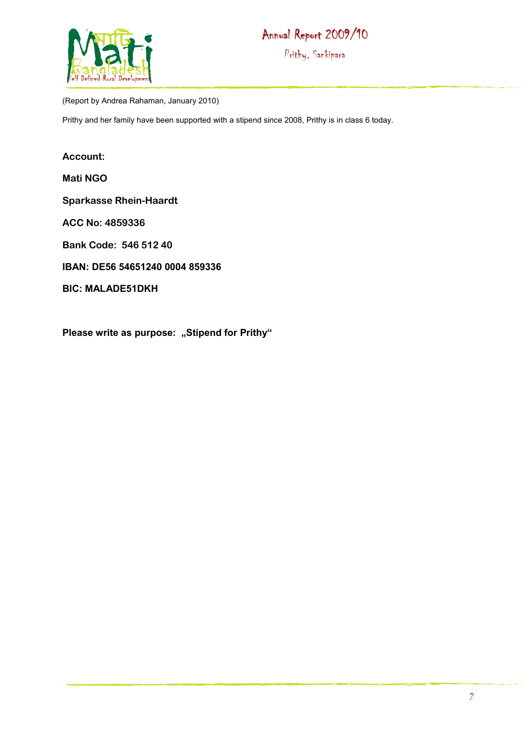(Report by Andrea Rahaman, January 2010)

Prithy and her family have been supported with a stipend since 2008, Prithy is in class 6 today.

**Account:**

**Mati NGO**

**Sparkasse Rhein-Haardt**

**ACC No: 4859336**

**Bank Code: 546 512 40**

**IBAN: DE56 54651240 0004 859336**

**BIC: MALADE51DKH**

**Please write as purpose: „Stipend for Prithy“**